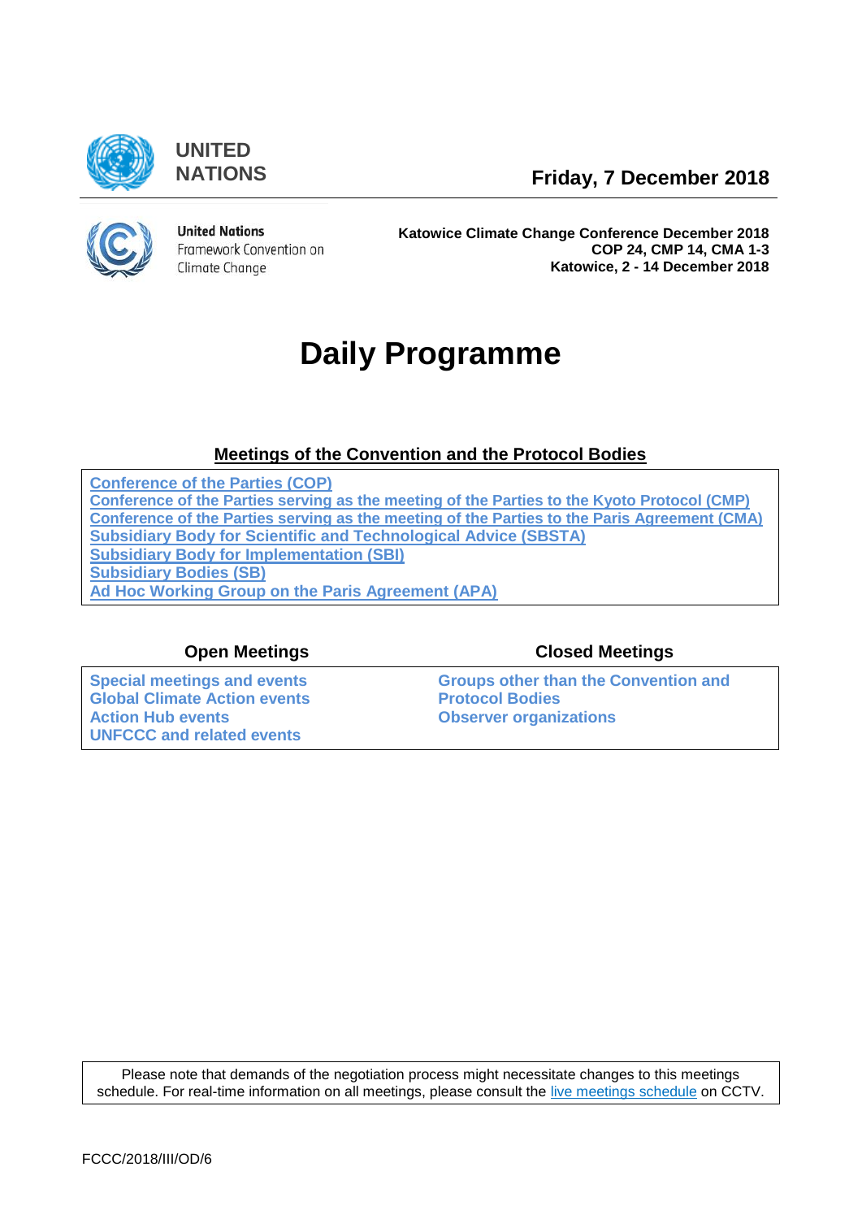**UNITED NATIONS**

**Friday, 7 December 2018**

United Nations
Framework Convention on
Climate Change

**Katowice Climate Change Conference December 2018**
**COP 24, CMP 14, CMA 1-3**
**Katowice, 2 - 14 December 2018**

# Daily Programme

## Meetings of the Convention and the Protocol Bodies

- Conference of the Parties (COP)
- Conference of the Parties serving as the meeting of the Parties to the Kyoto Protocol (CMP)
- Conference of the Parties serving as the meeting of the Parties to the Paris Agreement (CMA)
- Subsidiary Body for Scientific and Technological Advice (SBSTA)
- Subsidiary Body for Implementation (SBI)
- Subsidiary Bodies (SB)
- Ad Hoc Working Group on the Paris Agreement (APA)

| Open Meetings | Closed Meetings |
| --- | --- |
| Special meetings and events<br>Global Climate Action events<br>Action Hub events<br>UNFCCC and related events | Groups other than the Convention and Protocol Bodies<br>Observer organizations |

Please note that demands of the negotiation process might necessitate changes to this meetings schedule. For real-time information on all meetings, please consult the live meetings schedule on CCTV.

FCCC/2018/III/OD/6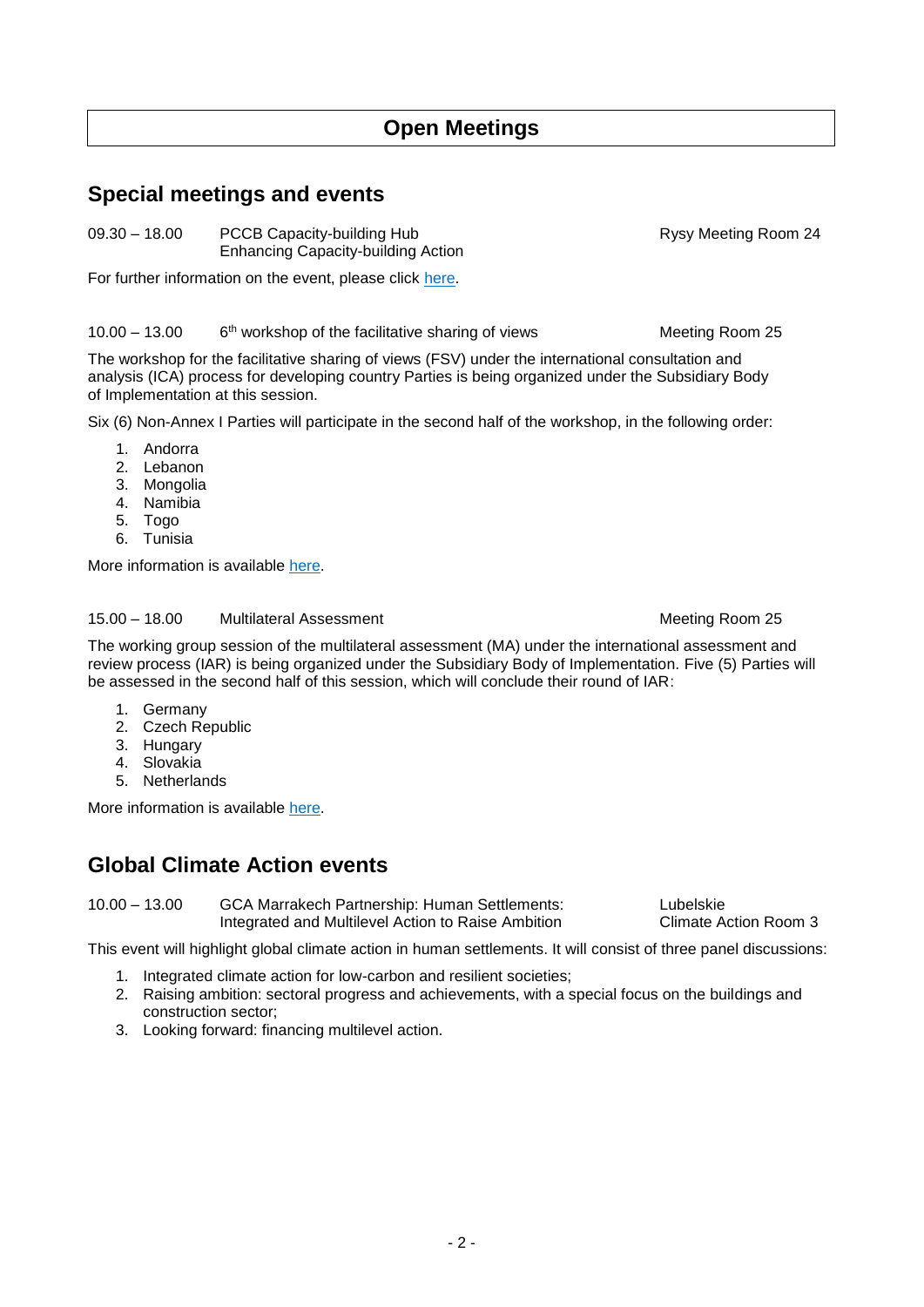# Open Meetings

## Special meetings and events

09.30 – 18.00 PCCB Capacity-building Hub — Rysy Meeting Room 24
Enhancing Capacity-building Action

For further information on the event, please click here.

10.00 – 13.00 6th workshop of the facilitative sharing of views — Meeting Room 25

The workshop for the facilitative sharing of views (FSV) under the international consultation and analysis (ICA) process for developing country Parties is being organized under the Subsidiary Body of Implementation at this session.

Six (6) Non-Annex I Parties will participate in the second half of the workshop, in the following order:

1. Andorra
2. Lebanon
3. Mongolia
4. Namibia
5. Togo
6. Tunisia

More information is available here.

15.00 – 18.00 Multilateral Assessment — Meeting Room 25

The working group session of the multilateral assessment (MA) under the international assessment and review process (IAR) is being organized under the Subsidiary Body of Implementation. Five (5) Parties will be assessed in the second half of this session, which will conclude their round of IAR:

1. Germany
2. Czech Republic
3. Hungary
4. Slovakia
5. Netherlands

More information is available here.

## Global Climate Action events

10.00 – 13.00 GCA Marrakech Partnership: Human Settlements: Integrated and Multilevel Action to Raise Ambition — Lubelskie Climate Action Room 3

This event will highlight global climate action in human settlements. It will consist of three panel discussions:

1. Integrated climate action for low-carbon and resilient societies;
2. Raising ambition: sectoral progress and achievements, with a special focus on the buildings and construction sector;
3. Looking forward: financing multilevel action.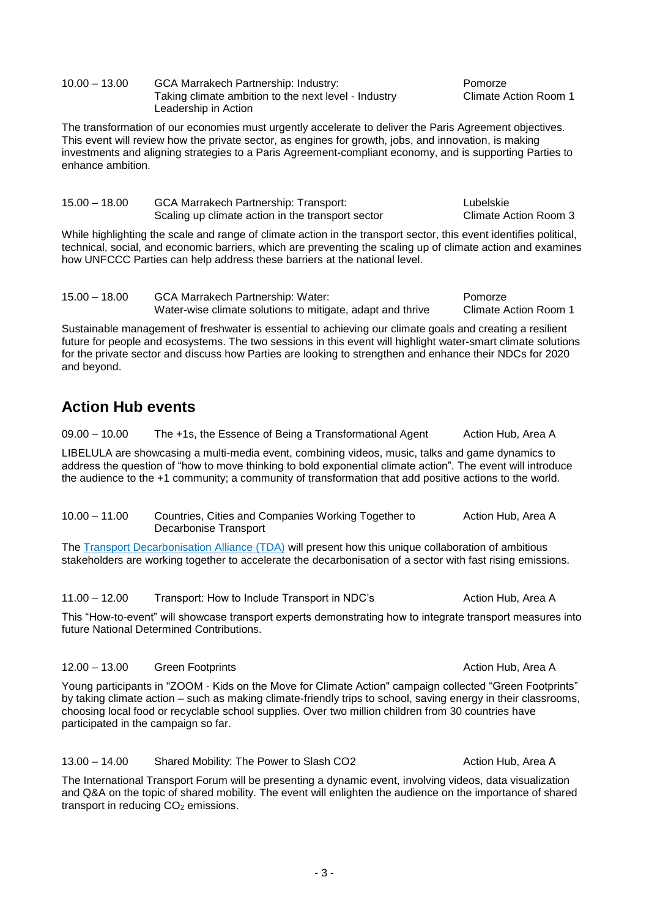10.00 – 13.00 GCA Marrakech Partnership: Industry: Taking climate ambition to the next level - Industry Leadership in Action — Pomorze, Climate Action Room 1

The transformation of our economies must urgently accelerate to deliver the Paris Agreement objectives. This event will review how the private sector, as engines for growth, jobs, and innovation, is making investments and aligning strategies to a Paris Agreement-compliant economy, and is supporting Parties to enhance ambition.

15.00 – 18.00 GCA Marrakech Partnership: Transport: Scaling up climate action in the transport sector — Lubelskie, Climate Action Room 3

While highlighting the scale and range of climate action in the transport sector, this event identifies political, technical, social, and economic barriers, which are preventing the scaling up of climate action and examines how UNFCCC Parties can help address these barriers at the national level.

15.00 – 18.00 GCA Marrakech Partnership: Water: Water-wise climate solutions to mitigate, adapt and thrive — Pomorze, Climate Action Room 1

Sustainable management of freshwater is essential to achieving our climate goals and creating a resilient future for people and ecosystems. The two sessions in this event will highlight water-smart climate solutions for the private sector and discuss how Parties are looking to strengthen and enhance their NDCs for 2020 and beyond.

## Action Hub events

09.00 – 10.00 The +1s, the Essence of Being a Transformational Agent — Action Hub, Area A

LIBELULA are showcasing a multi-media event, combining videos, music, talks and game dynamics to address the question of "how to move thinking to bold exponential climate action". The event will introduce the audience to the +1 community; a community of transformation that add positive actions to the world.

10.00 – 11.00 Countries, Cities and Companies Working Together to Decarbonise Transport — Action Hub, Area A

The Transport Decarbonisation Alliance (TDA) will present how this unique collaboration of ambitious stakeholders are working together to accelerate the decarbonisation of a sector with fast rising emissions.

11.00 – 12.00 Transport: How to Include Transport in NDC's — Action Hub, Area A

This "How-to-event" will showcase transport experts demonstrating how to integrate transport measures into future National Determined Contributions.

12.00 – 13.00 Green Footprints — Action Hub, Area A

Young participants in "ZOOM - Kids on the Move for Climate Action" campaign collected "Green Footprints" by taking climate action – such as making climate-friendly trips to school, saving energy in their classrooms, choosing local food or recyclable school supplies. Over two million children from 30 countries have participated in the campaign so far.

13.00 – 14.00 Shared Mobility: The Power to Slash CO2 — Action Hub, Area A

The International Transport Forum will be presenting a dynamic event, involving videos, data visualization and Q&A on the topic of shared mobility. The event will enlighten the audience on the importance of shared transport in reducing $CO_2$ emissions.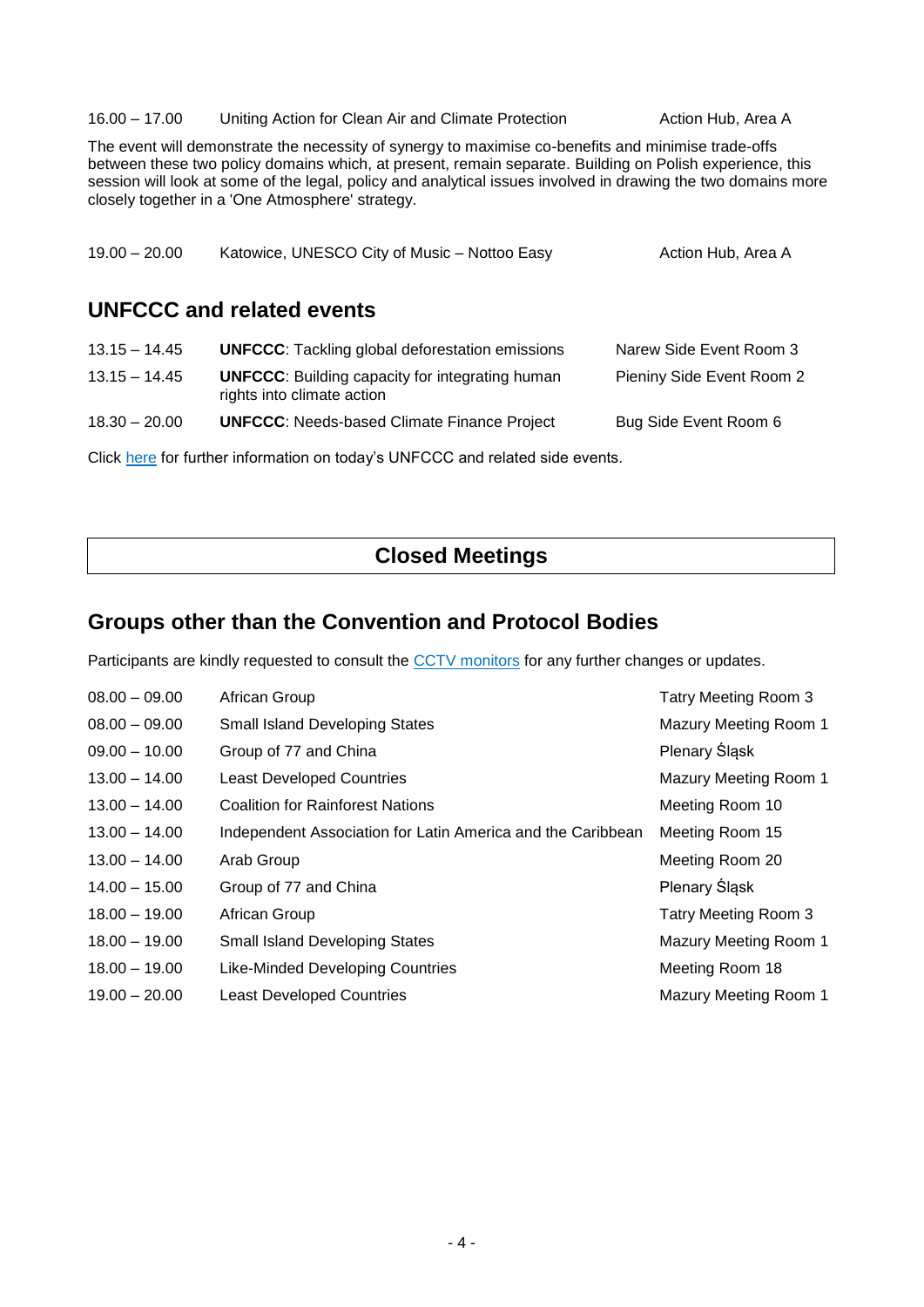| | | |
|---|---|---|
| 16.00 – 17.00 | Uniting Action for Clean Air and Climate Protection | Action Hub, Area A |

The event will demonstrate the necessity of synergy to maximise co-benefits and minimise trade-offs between these two policy domains which, at present, remain separate. Building on Polish experience, this session will look at some of the legal, policy and analytical issues involved in drawing the two domains more closely together in a 'One Atmosphere' strategy.

| | | |
|---|---|---|
| 19.00 – 20.00 | Katowice, UNESCO City of Music – Nottoo Easy | Action Hub, Area A |

## UNFCCC and related events

| | | |
|---|---|---|
| 13.15 – 14.45 | **UNFCCC**: Tackling global deforestation emissions | Narew Side Event Room 3 |
| 13.15 – 14.45 | **UNFCCC**: Building capacity for integrating human rights into climate action | Pieniny Side Event Room 2 |
| 18.30 – 20.00 | **UNFCCC**: Needs-based Climate Finance Project | Bug Side Event Room 6 |

Click here for further information on today's UNFCCC and related side events.

# Closed Meetings

## Groups other than the Convention and Protocol Bodies

Participants are kindly requested to consult the CCTV monitors for any further changes or updates.

| | | |
|---|---|---|
| 08.00 – 09.00 | African Group | Tatry Meeting Room 3 |
| 08.00 – 09.00 | Small Island Developing States | Mazury Meeting Room 1 |
| 09.00 – 10.00 | Group of 77 and China | Plenary Śląsk |
| 13.00 – 14.00 | Least Developed Countries | Mazury Meeting Room 1 |
| 13.00 – 14.00 | Coalition for Rainforest Nations | Meeting Room 10 |
| 13.00 – 14.00 | Independent Association for Latin America and the Caribbean | Meeting Room 15 |
| 13.00 – 14.00 | Arab Group | Meeting Room 20 |
| 14.00 – 15.00 | Group of 77 and China | Plenary Śląsk |
| 18.00 – 19.00 | African Group | Tatry Meeting Room 3 |
| 18.00 – 19.00 | Small Island Developing States | Mazury Meeting Room 1 |
| 18.00 – 19.00 | Like-Minded Developing Countries | Meeting Room 18 |
| 19.00 – 20.00 | Least Developed Countries | Mazury Meeting Room 1 |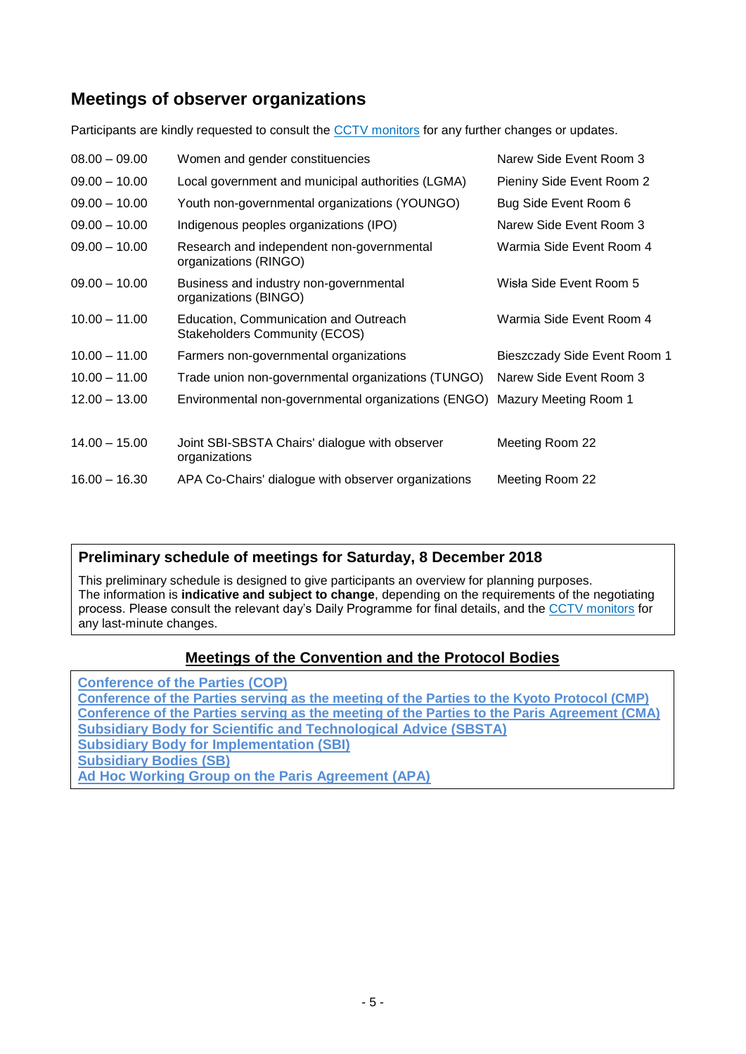## Meetings of observer organizations

Participants are kindly requested to consult the CCTV monitors for any further changes or updates.

| | | |
|---|---|---|
| 08.00 – 09.00 | Women and gender constituencies | Narew Side Event Room 3 |
| 09.00 – 10.00 | Local government and municipal authorities (LGMA) | Pieniny Side Event Room 2 |
| 09.00 – 10.00 | Youth non-governmental organizations (YOUNGO) | Bug Side Event Room 6 |
| 09.00 – 10.00 | Indigenous peoples organizations (IPO) | Narew Side Event Room 3 |
| 09.00 – 10.00 | Research and independent non-governmental organizations (RINGO) | Warmia Side Event Room 4 |
| 09.00 – 10.00 | Business and industry non-governmental organizations (BINGO) | Wisła Side Event Room 5 |
| 10.00 – 11.00 | Education, Communication and Outreach Stakeholders Community (ECOS) | Warmia Side Event Room 4 |
| 10.00 – 11.00 | Farmers non-governmental organizations | Bieszczady Side Event Room 1 |
| 10.00 – 11.00 | Trade union non-governmental organizations (TUNGO) | Narew Side Event Room 3 |
| 12.00 – 13.00 | Environmental non-governmental organizations (ENGO) | Mazury Meeting Room 1 |
| 14.00 – 15.00 | Joint SBI-SBSTA Chairs' dialogue with observer organizations | Meeting Room 22 |
| 16.00 – 16.30 | APA Co-Chairs' dialogue with observer organizations | Meeting Room 22 |

### Preliminary schedule of meetings for Saturday, 8 December 2018

This preliminary schedule is designed to give participants an overview for planning purposes. The information is **indicative and subject to change**, depending on the requirements of the negotiating process. Please consult the relevant day's Daily Programme for final details, and the CCTV monitors for any last-minute changes.

### Meetings of the Convention and the Protocol Bodies

Conference of the Parties (COP)
Conference of the Parties serving as the meeting of the Parties to the Kyoto Protocol (CMP)
Conference of the Parties serving as the meeting of the Parties to the Paris Agreement (CMA)
Subsidiary Body for Scientific and Technological Advice (SBSTA)
Subsidiary Body for Implementation (SBI)
Subsidiary Bodies (SB)
Ad Hoc Working Group on the Paris Agreement (APA)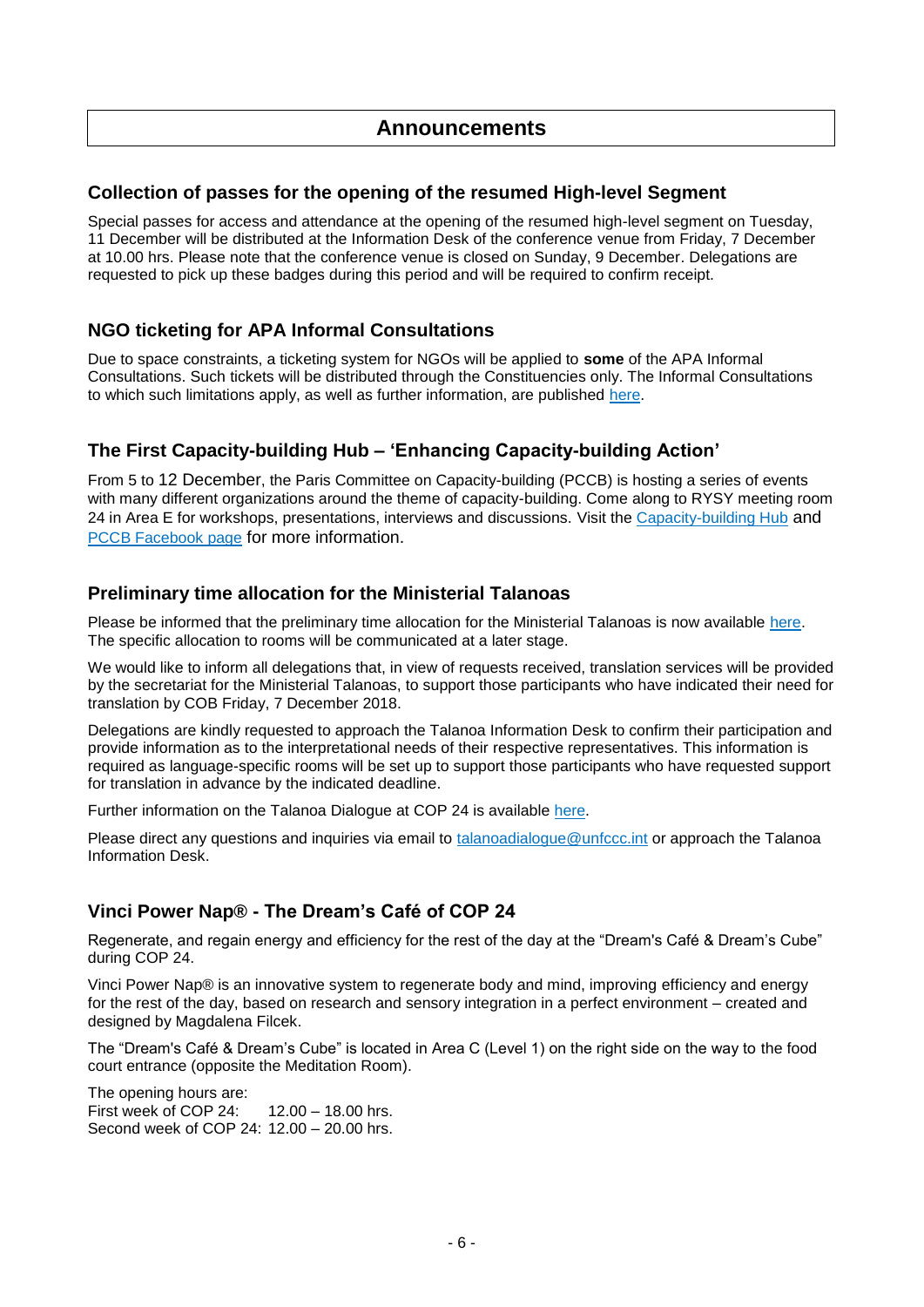# Announcements

## Collection of passes for the opening of the resumed High-level Segment

Special passes for access and attendance at the opening of the resumed high-level segment on Tuesday, 11 December will be distributed at the Information Desk of the conference venue from Friday, 7 December at 10.00 hrs. Please note that the conference venue is closed on Sunday, 9 December. Delegations are requested to pick up these badges during this period and will be required to confirm receipt.

## NGO ticketing for APA Informal Consultations

Due to space constraints, a ticketing system for NGOs will be applied to **some** of the APA Informal Consultations. Such tickets will be distributed through the Constituencies only. The Informal Consultations to which such limitations apply, as well as further information, are published here.

## The First Capacity-building Hub – 'Enhancing Capacity-building Action'

From 5 to 12 December, the Paris Committee on Capacity-building (PCCB) is hosting a series of events with many different organizations around the theme of capacity-building. Come along to RYSY meeting room 24 in Area E for workshops, presentations, interviews and discussions. Visit the Capacity-building Hub and PCCB Facebook page for more information.

## Preliminary time allocation for the Ministerial Talanoas

Please be informed that the preliminary time allocation for the Ministerial Talanoas is now available here. The specific allocation to rooms will be communicated at a later stage.

We would like to inform all delegations that, in view of requests received, translation services will be provided by the secretariat for the Ministerial Talanoas, to support those participants who have indicated their need for translation by COB Friday, 7 December 2018.

Delegations are kindly requested to approach the Talanoa Information Desk to confirm their participation and provide information as to the interpretational needs of their respective representatives. This information is required as language-specific rooms will be set up to support those participants who have requested support for translation in advance by the indicated deadline.

Further information on the Talanoa Dialogue at COP 24 is available here.

Please direct any questions and inquiries via email to talanoadialogue@unfccc.int or approach the Talanoa Information Desk.

## Vinci Power Nap® - The Dream's Café of COP 24

Regenerate, and regain energy and efficiency for the rest of the day at the "Dream's Café & Dream's Cube" during COP 24.

Vinci Power Nap® is an innovative system to regenerate body and mind, improving efficiency and energy for the rest of the day, based on research and sensory integration in a perfect environment – created and designed by Magdalena Filcek.

The "Dream's Café & Dream's Cube" is located in Area C (Level 1) on the right side on the way to the food court entrance (opposite the Meditation Room).

The opening hours are:
First week of COP 24: 12.00 – 18.00 hrs.
Second week of COP 24: 12.00 – 20.00 hrs.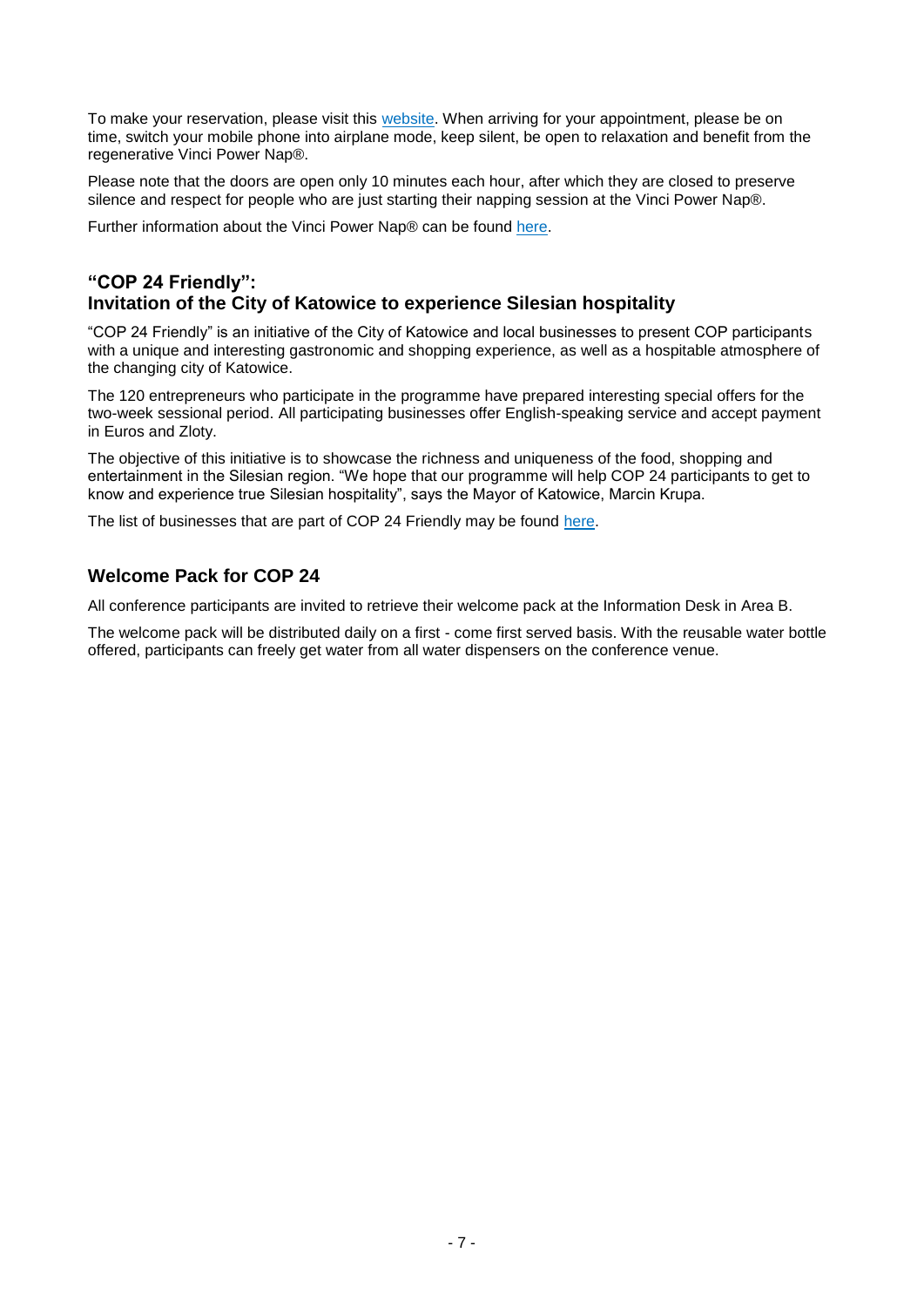To make your reservation, please visit this website. When arriving for your appointment, please be on time, switch your mobile phone into airplane mode, keep silent, be open to relaxation and benefit from the regenerative Vinci Power Nap®.

Please note that the doors are open only 10 minutes each hour, after which they are closed to preserve silence and respect for people who are just starting their napping session at the Vinci Power Nap®.

Further information about the Vinci Power Nap® can be found here.

## "COP 24 Friendly": Invitation of the City of Katowice to experience Silesian hospitality

"COP 24 Friendly" is an initiative of the City of Katowice and local businesses to present COP participants with a unique and interesting gastronomic and shopping experience, as well as a hospitable atmosphere of the changing city of Katowice.

The 120 entrepreneurs who participate in the programme have prepared interesting special offers for the two-week sessional period. All participating businesses offer English-speaking service and accept payment in Euros and Zloty.

The objective of this initiative is to showcase the richness and uniqueness of the food, shopping and entertainment in the Silesian region. "We hope that our programme will help COP 24 participants to get to know and experience true Silesian hospitality", says the Mayor of Katowice, Marcin Krupa.

The list of businesses that are part of COP 24 Friendly may be found here.

## Welcome Pack for COP 24

All conference participants are invited to retrieve their welcome pack at the Information Desk in Area B.

The welcome pack will be distributed daily on a first - come first served basis. With the reusable water bottle offered, participants can freely get water from all water dispensers on the conference venue.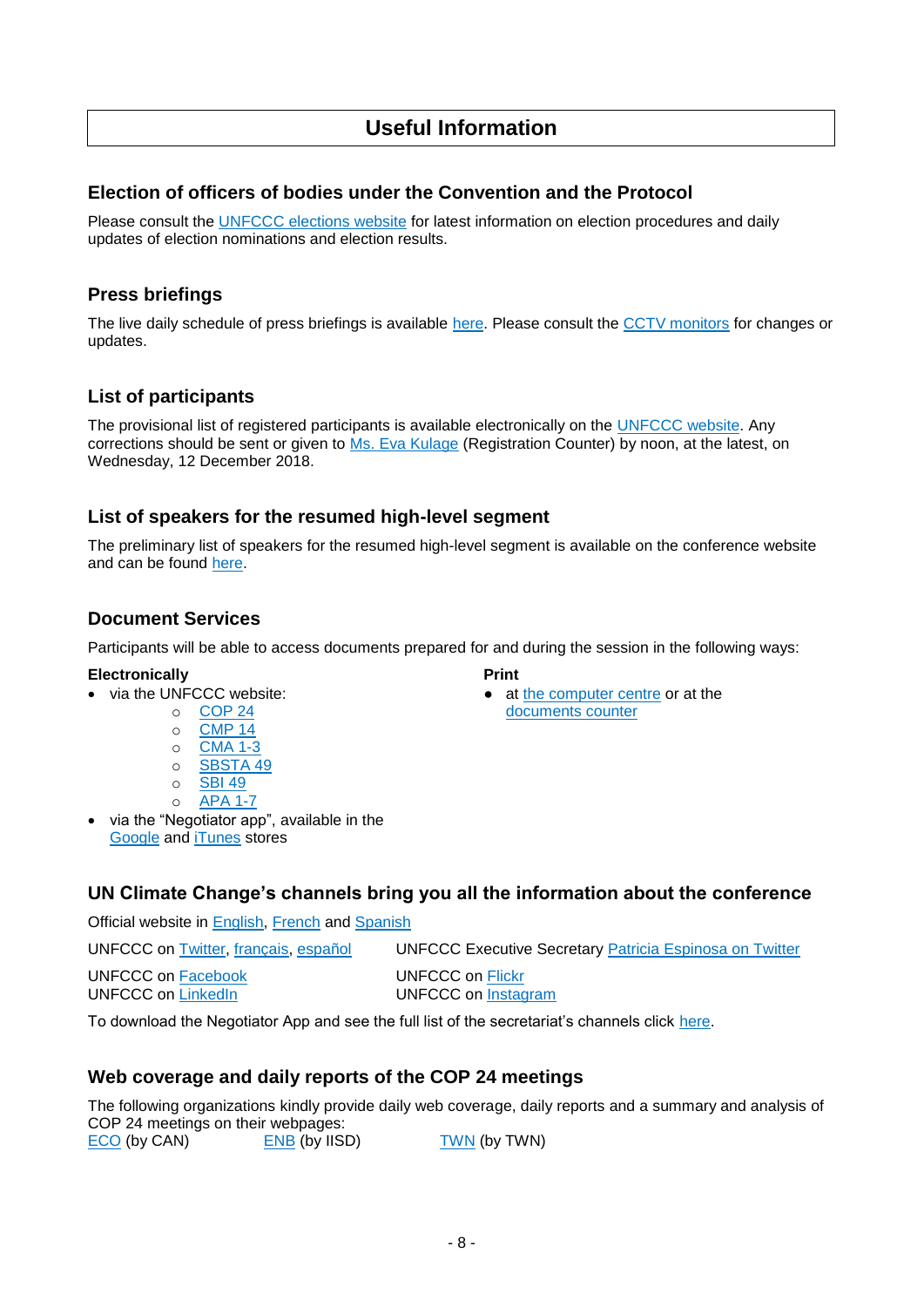# Useful Information

## Election of officers of bodies under the Convention and the Protocol

Please consult the UNFCCC elections website for latest information on election procedures and daily updates of election nominations and election results.

## Press briefings

The live daily schedule of press briefings is available here. Please consult the CCTV monitors for changes or updates.

## List of participants

The provisional list of registered participants is available electronically on the UNFCCC website. Any corrections should be sent or given to Ms. Eva Kulage (Registration Counter) by noon, at the latest, on Wednesday, 12 December 2018.

## List of speakers for the resumed high-level segment

The preliminary list of speakers for the resumed high-level segment is available on the conference website and can be found here.

## Document Services

Participants will be able to access documents prepared for and during the session in the following ways:

**Electronically**

- via the UNFCCC website:
  - COP 24
  - CMP 14
  - CMA 1-3
  - SBSTA 49
  - SBI 49
  - APA 1-7
- via the "Negotiator app", available in the Google and iTunes stores

**Print**

- at the computer centre or at the documents counter

## UN Climate Change's channels bring you all the information about the conference

Official website in English, French and Spanish

UNFCCC on Twitter, français, español

UNFCCC Executive Secretary Patricia Espinosa on Twitter

UNFCCC on Facebook
UNFCCC on LinkedIn

UNFCCC on Flickr
UNFCCC on Instagram

To download the Negotiator App and see the full list of the secretariat's channels click here.

## Web coverage and daily reports of the COP 24 meetings

The following organizations kindly provide daily web coverage, daily reports and a summary and analysis of COP 24 meetings on their webpages:
ECO (by CAN) ENB (by IISD) TWN (by TWN)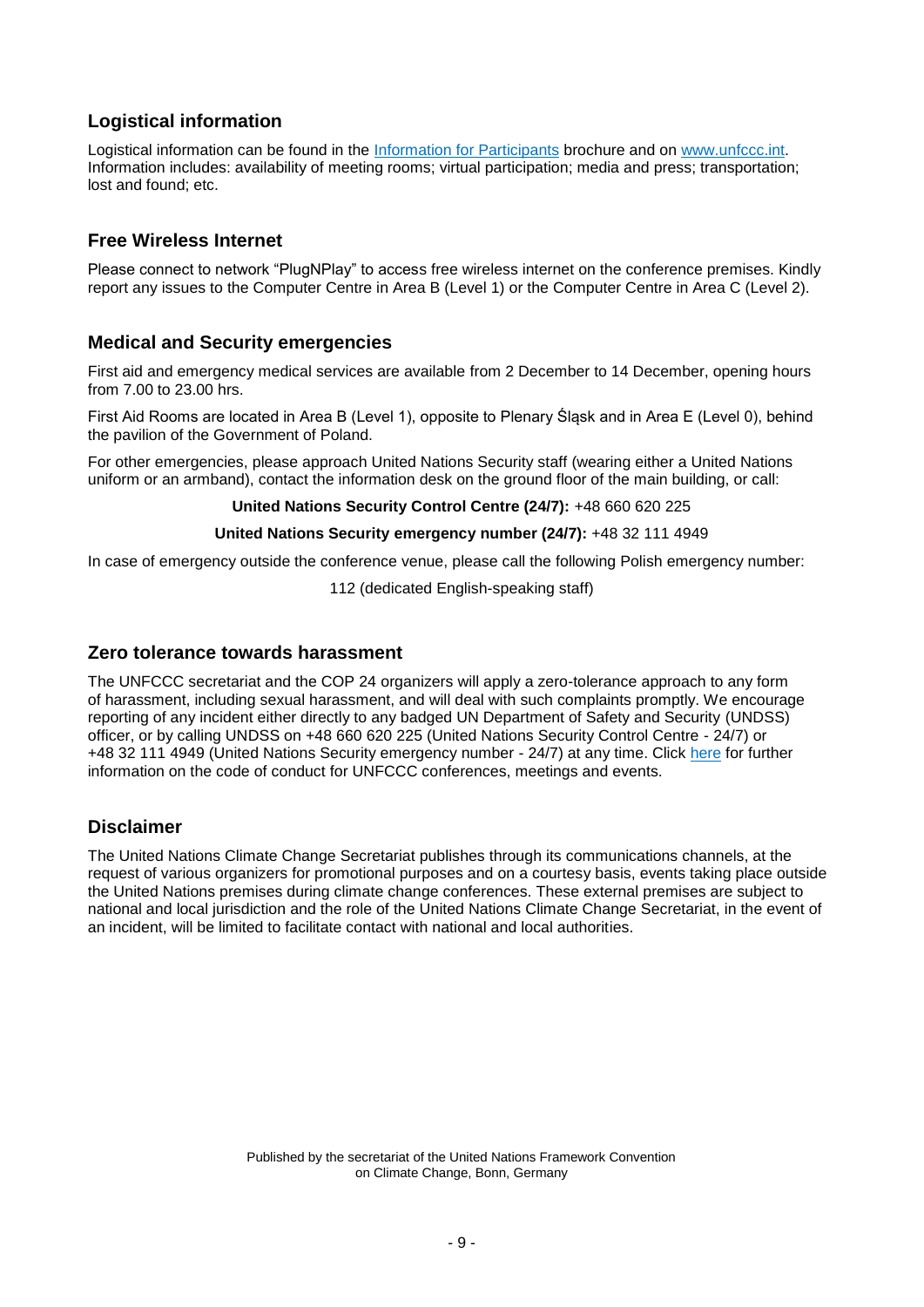## Logistical information

Logistical information can be found in the [Information for Participants](#) brochure and on [www.unfccc.int](http://www.unfccc.int). Information includes: availability of meeting rooms; virtual participation; media and press; transportation; lost and found; etc.

## Free Wireless Internet

Please connect to network "PlugNPlay" to access free wireless internet on the conference premises. Kindly report any issues to the Computer Centre in Area B (Level 1) or the Computer Centre in Area C (Level 2).

## Medical and Security emergencies

First aid and emergency medical services are available from 2 December to 14 December, opening hours from 7.00 to 23.00 hrs.

First Aid Rooms are located in Area B (Level 1), opposite to Plenary Śląsk and in Area E (Level 0), behind the pavilion of the Government of Poland.

For other emergencies, please approach United Nations Security staff (wearing either a United Nations uniform or an armband), contact the information desk on the ground floor of the main building, or call:

**United Nations Security Control Centre (24/7):** +48 660 620 225

**United Nations Security emergency number (24/7):** +48 32 111 4949

In case of emergency outside the conference venue, please call the following Polish emergency number:

112 (dedicated English-speaking staff)

## Zero tolerance towards harassment

The UNFCCC secretariat and the COP 24 organizers will apply a zero-tolerance approach to any form of harassment, including sexual harassment, and will deal with such complaints promptly. We encourage reporting of any incident either directly to any badged UN Department of Safety and Security (UNDSS) officer, or by calling UNDSS on +48 660 620 225 (United Nations Security Control Centre - 24/7) or +48 32 111 4949 (United Nations Security emergency number - 24/7) at any time. Click [here](#) for further information on the code of conduct for UNFCCC conferences, meetings and events.

## Disclaimer

The United Nations Climate Change Secretariat publishes through its communications channels, at the request of various organizers for promotional purposes and on a courtesy basis, events taking place outside the United Nations premises during climate change conferences. These external premises are subject to national and local jurisdiction and the role of the United Nations Climate Change Secretariat, in the event of an incident, will be limited to facilitate contact with national and local authorities.

Published by the secretariat of the United Nations Framework Convention on Climate Change, Bonn, Germany